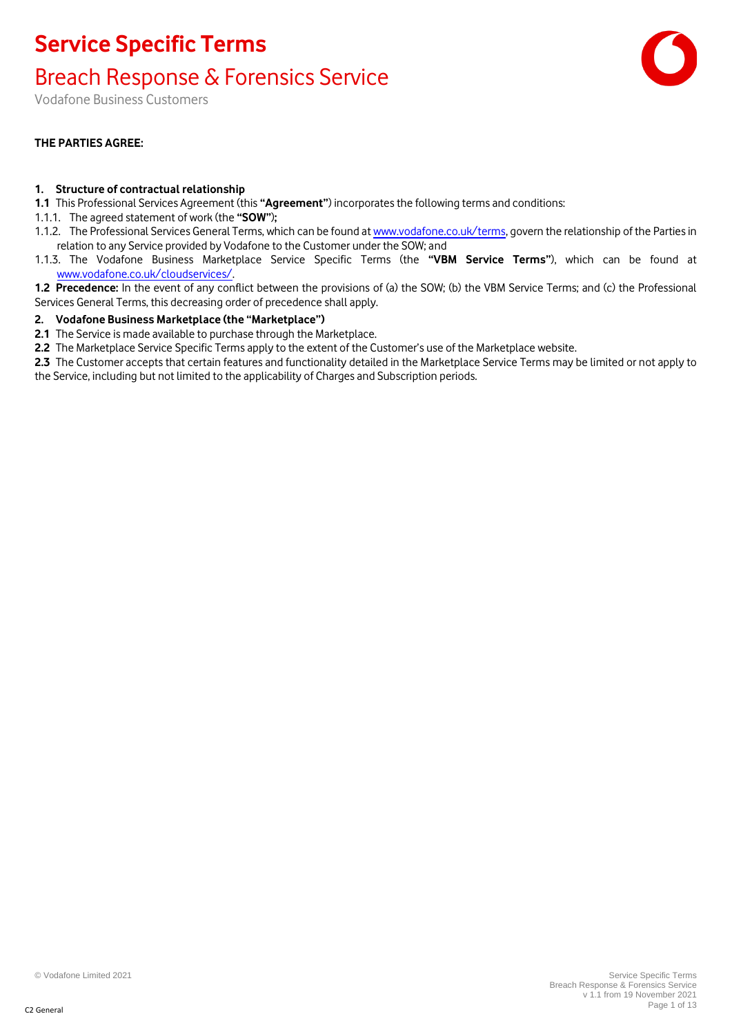# Service Specific Terms

## Breach Response & Forensics Service

Vodafone Business Customers

**THE PARTIES AGREE:**

**1. Structure of contractual relationship**

**1.1** This Professional Services Agreement (this **"Agreement"**) incorporates the following terms and conditions:

1.1.1. The agreed statement of work (the **"SOW"**);

1.1.2. The Professional Services General Terms, which can be found at www.vodafone.co.uk/terms, govern the relationship of the Parties in relation to any Service provided by Vodafone to the Customer under the SOW; and

1.1.3. The Vodafone Business Marketplace Service Specific Terms (the **"VBM Service Terms"**), which can be found at www.vodafone.co.uk/cloudservices/.

**1.2 Precedence:** In the event of any conflict between the provisions of (a) the SOW; (b) the VBM Service Terms; and (c) the Professional Services General Terms, this decreasing order of precedence shall apply.

**2. Vodafone Business Marketplace (the "Marketplace")**

**2.1** The Service is made available to purchase through the Marketplace.

**2.2** The Marketplace Service Specific Terms apply to the extent of the Customer's use of the Marketplace website.

**2.3** The Customer accepts that certain features and functionality detailed in the Marketplace Service Terms may be limited or not apply to the Service, including but not limited to the applicability of Charges and Subscription periods.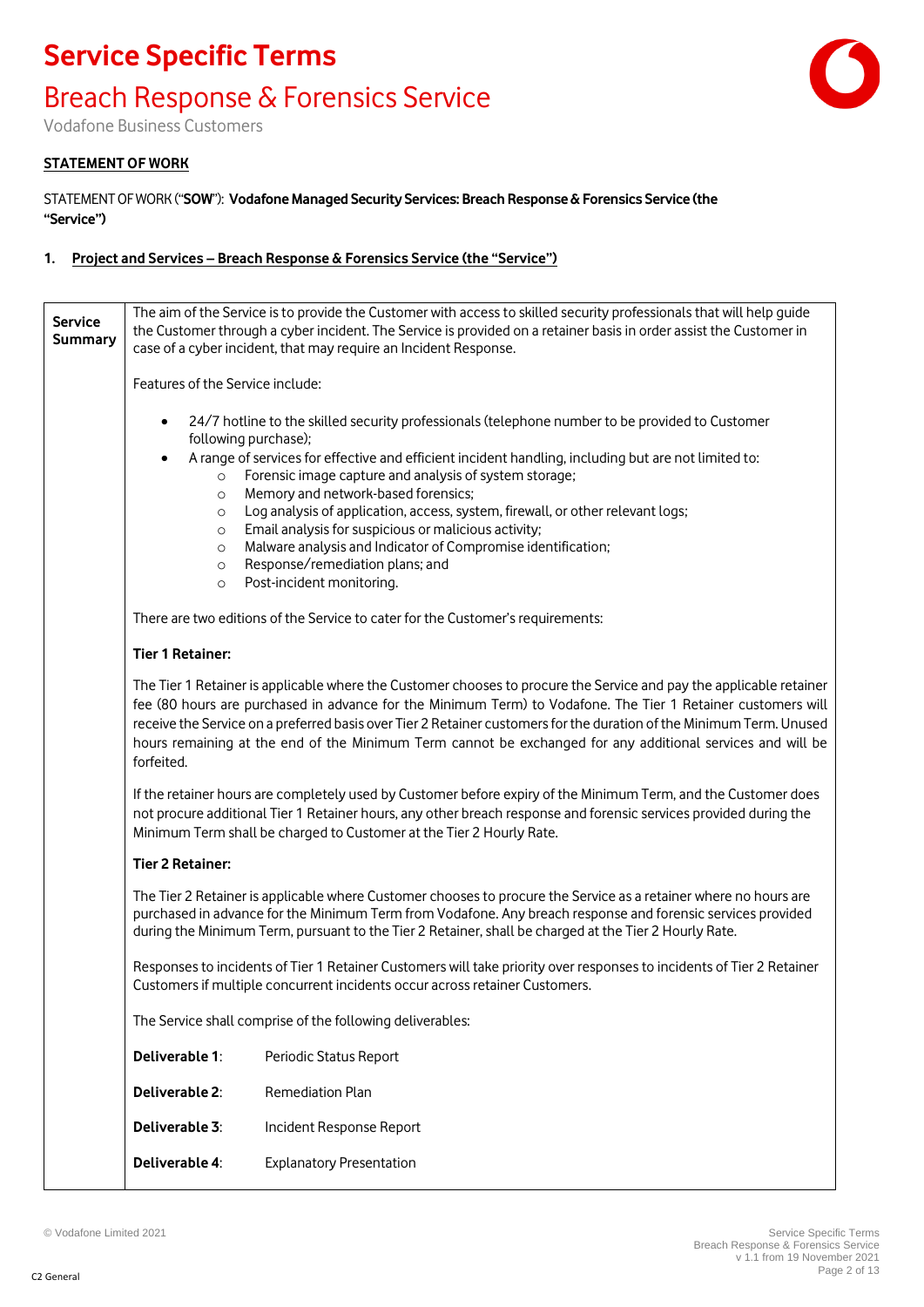# Service Specific Terms

## Breach Response & Forensics Service

Vodafone Business Customers

**STATEMENT OF WORK**

STATEMENT OF WORK ("**SOW**"): **Vodafone Managed Security Services: Breach Response & Forensics Service (the "Service")**

**1. Project and Services – Breach Response & Forensics Service (the "Service")**

**Service Summary**

The aim of the Service is to provide the Customer with access to skilled security professionals that will help guide the Customer through a cyber incident. The Service is provided on a retainer basis in order assist the Customer in case of a cyber incident, that may require an Incident Response.

Features of the Service include:

- 24/7 hotline to the skilled security professionals (telephone number to be provided to Customer following purchase);
- A range of services for effective and efficient incident handling, including but are not limited to:
  - Forensic image capture and analysis of system storage;
  - Memory and network-based forensics;
  - Log analysis of application, access, system, firewall, or other relevant logs;
  - Email analysis for suspicious or malicious activity;
  - Malware analysis and Indicator of Compromise identification;
  - Response/remediation plans; and
  - Post-incident monitoring.

There are two editions of the Service to cater for the Customer's requirements:

**Tier 1 Retainer:**

The Tier 1 Retainer is applicable where the Customer chooses to procure the Service and pay the applicable retainer fee (80 hours are purchased in advance for the Minimum Term) to Vodafone. The Tier 1 Retainer customers will receive the Service on a preferred basis over Tier 2 Retainer customers for the duration of the Minimum Term. Unused hours remaining at the end of the Minimum Term cannot be exchanged for any additional services and will be forfeited.

If the retainer hours are completely used by Customer before expiry of the Minimum Term, and the Customer does not procure additional Tier 1 Retainer hours, any other breach response and forensic services provided during the Minimum Term shall be charged to Customer at the Tier 2 Hourly Rate.

**Tier 2 Retainer:**

The Tier 2 Retainer is applicable where Customer chooses to procure the Service as a retainer where no hours are purchased in advance for the Minimum Term from Vodafone. Any breach response and forensic services provided during the Minimum Term, pursuant to the Tier 2 Retainer, shall be charged at the Tier 2 Hourly Rate.

Responses to incidents of Tier 1 Retainer Customers will take priority over responses to incidents of Tier 2 Retainer Customers if multiple concurrent incidents occur across retainer Customers.

The Service shall comprise of the following deliverables:

| | |
|---|---|
| **Deliverable 1**: | Periodic Status Report |
| **Deliverable 2**: | Remediation Plan |
| **Deliverable 3**: | Incident Response Report |
| **Deliverable 4**: | Explanatory Presentation |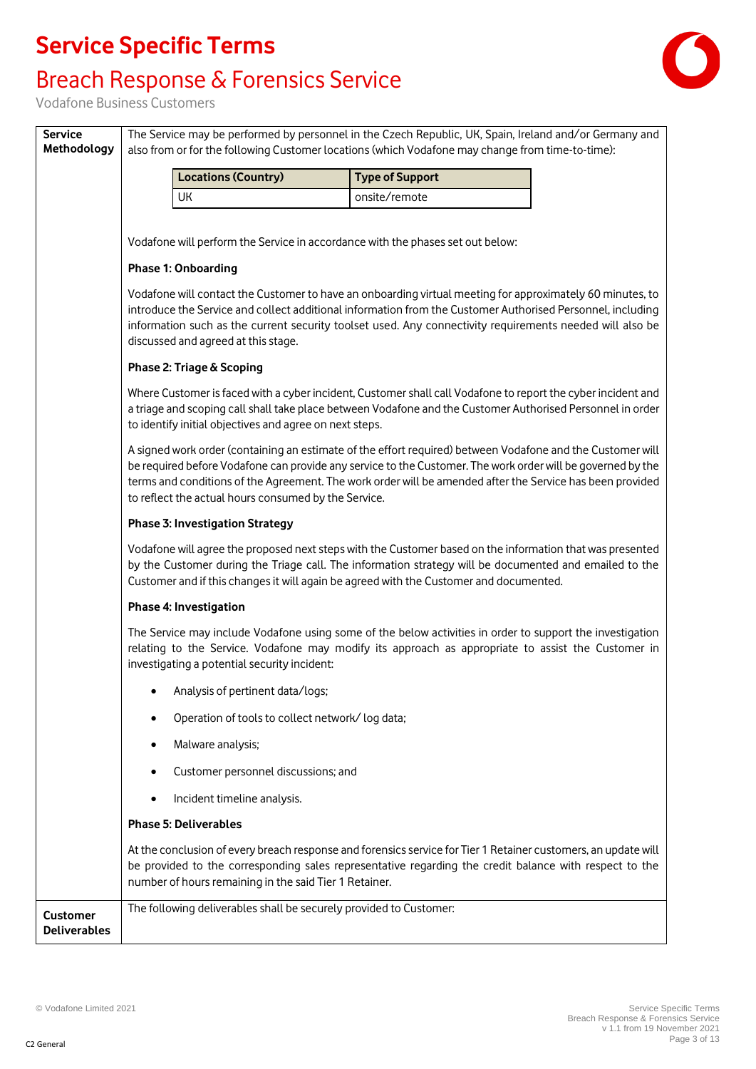# Service Specific Terms

## Breach Response & Forensics Service

Vodafone Business Customers

**Service Methodology**

The Service may be performed by personnel in the Czech Republic, UK, Spain, Ireland and/or Germany and also from or for the following Customer locations (which Vodafone may change from time-to-time):

| Locations (Country) | Type of Support |
|---|---|
| UK | onsite/remote |

Vodafone will perform the Service in accordance with the phases set out below:

**Phase 1: Onboarding**

Vodafone will contact the Customer to have an onboarding virtual meeting for approximately 60 minutes, to introduce the Service and collect additional information from the Customer Authorised Personnel, including information such as the current security toolset used. Any connectivity requirements needed will also be discussed and agreed at this stage.

**Phase 2: Triage & Scoping**

Where Customer is faced with a cyber incident, Customer shall call Vodafone to report the cyber incident and a triage and scoping call shall take place between Vodafone and the Customer Authorised Personnel in order to identify initial objectives and agree on next steps.

A signed work order (containing an estimate of the effort required) between Vodafone and the Customer will be required before Vodafone can provide any service to the Customer. The work order will be governed by the terms and conditions of the Agreement. The work order will be amended after the Service has been provided to reflect the actual hours consumed by the Service.

**Phase 3: Investigation Strategy**

Vodafone will agree the proposed next steps with the Customer based on the information that was presented by the Customer during the Triage call. The information strategy will be documented and emailed to the Customer and if this changes it will again be agreed with the Customer and documented.

**Phase 4: Investigation**

The Service may include Vodafone using some of the below activities in order to support the investigation relating to the Service. Vodafone may modify its approach as appropriate to assist the Customer in investigating a potential security incident:

- Analysis of pertinent data/logs;
- Operation of tools to collect network/ log data;
- Malware analysis;
- Customer personnel discussions; and
- Incident timeline analysis.

**Phase 5: Deliverables**

At the conclusion of every breach response and forensics service for Tier 1 Retainer customers, an update will be provided to the corresponding sales representative regarding the credit balance with respect to the number of hours remaining in the said Tier 1 Retainer.

**Customer Deliverables**

The following deliverables shall be securely provided to Customer: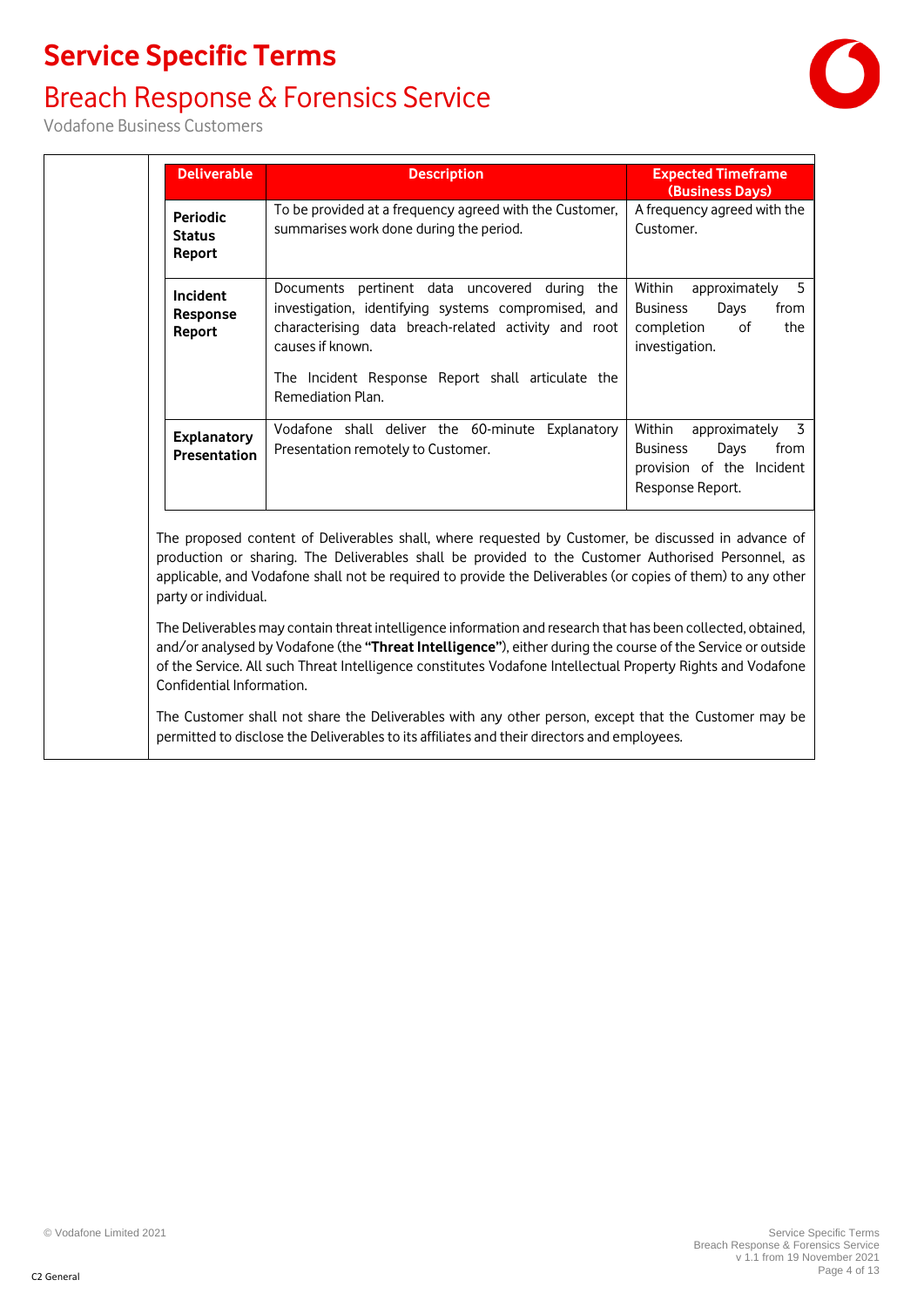| Deliverable | Description | Expected Timeframe (Business Days) |
|---|---|---|
| **Periodic Status Report** | To be provided at a frequency agreed with the Customer, summarises work done during the period. | A frequency agreed with the Customer. |
| **Incident Response Report** | Documents pertinent data uncovered during the investigation, identifying systems compromised, and characterising data breach-related activity and root causes if known.<br><br>The Incident Response Report shall articulate the Remediation Plan. | Within approximately 5 Business Days from completion of the investigation. |
| **Explanatory Presentation** | Vodafone shall deliver the 60-minute Explanatory Presentation remotely to Customer. | Within approximately 3 Business Days from provision of the Incident Response Report. |

The proposed content of Deliverables shall, where requested by Customer, be discussed in advance of production or sharing. The Deliverables shall be provided to the Customer Authorised Personnel, as applicable, and Vodafone shall not be required to provide the Deliverables (or copies of them) to any other party or individual.

The Deliverables may contain threat intelligence information and research that has been collected, obtained, and/or analysed by Vodafone (the **"Threat Intelligence"**), either during the course of the Service or outside of the Service. All such Threat Intelligence constitutes Vodafone Intellectual Property Rights and Vodafone Confidential Information.

The Customer shall not share the Deliverables with any other person, except that the Customer may be permitted to disclose the Deliverables to its affiliates and their directors and employees.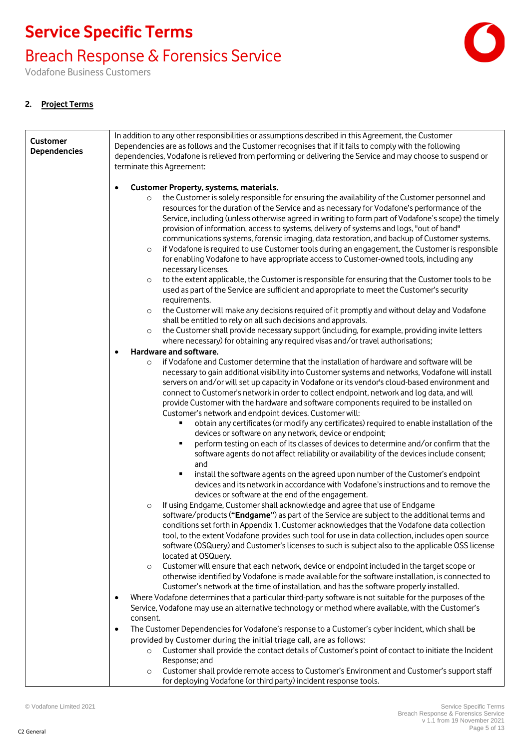## 2. **Project Terms**

| Customer Dependencies | In addition to any other responsibilities or assumptions described in this Agreement, the Customer Dependencies are as follows and the Customer recognises that if it fails to comply with the following dependencies, Vodafone is relieved from performing or delivering the Service and may choose to suspend or terminate this Agreement:<br><br>• **Customer Property, systems, materials.**<br>  ○ the Customer is solely responsible for ensuring the availability of the Customer personnel and resources for the duration of the Service and as necessary for Vodafone's performance of the Service, including (unless otherwise agreed in writing to form part of Vodafone's scope) the timely provision of information, access to systems, delivery of systems and logs, "out of band" communications systems, forensic imaging, data restoration, and backup of Customer systems.<br>  ○ if Vodafone is required to use Customer tools during an engagement, the Customer is responsible for enabling Vodafone to have appropriate access to Customer-owned tools, including any necessary licenses.<br>  ○ to the extent applicable, the Customer is responsible for ensuring that the Customer tools to be used as part of the Service are sufficient and appropriate to meet the Customer's security requirements.<br>  ○ the Customer will make any decisions required of it promptly and without delay and Vodafone shall be entitled to rely on all such decisions and approvals.<br>  ○ the Customer shall provide necessary support (including, for example, providing invite letters where necessary) for obtaining any required visas and/or travel authorisations;<br>• **Hardware and software.**<br>  ○ if Vodafone and Customer determine that the installation of hardware and software will be necessary to gain additional visibility into Customer systems and networks, Vodafone will install servers on and/or will set up capacity in Vodafone or its vendor's cloud-based environment and connect to Customer's network in order to collect endpoint, network and log data, and will provide Customer with the hardware and software components required to be installed on Customer's network and endpoint devices. Customer will:<br>    ▪ obtain any certificates (or modify any certificates) required to enable installation of the devices or software on any network, device or endpoint;<br>    ▪ perform testing on each of its classes of devices to determine and/or confirm that the software agents do not affect reliability or availability of the devices include consent; and<br>    ▪ install the software agents on the agreed upon number of the Customer's endpoint devices and its network in accordance with Vodafone's instructions and to remove the devices or software at the end of the engagement.<br>  ○ If using Endgame, Customer shall acknowledge and agree that use of Endgame software/products (**"Endgame"**) as part of the Service are subject to the additional terms and conditions set forth in Appendix 1. Customer acknowledges that the Vodafone data collection tool, to the extent Vodafone provides such tool for use in data collection, includes open source software (OSQuery) and Customer's licenses to such is subject also to the applicable OSS license located at OSQuery.<br>  ○ Customer will ensure that each network, device or endpoint included in the target scope or otherwise identified by Vodafone is made available for the software installation, is connected to Customer's network at the time of installation, and has the software properly installed.<br>• Where Vodafone determines that a particular third-party software is not suitable for the purposes of the Service, Vodafone may use an alternative technology or method where available, with the Customer's consent.<br>• The Customer Dependencies for Vodafone's response to a Customer's cyber incident, which shall be provided by Customer during the initial triage call, are as follows:<br>  ○ Customer shall provide the contact details of Customer's point of contact to initiate the Incident Response; and<br>  ○ Customer shall provide remote access to Customer's Environment and Customer's support staff for deploying Vodafone (or third party) incident response tools. |
|---|---|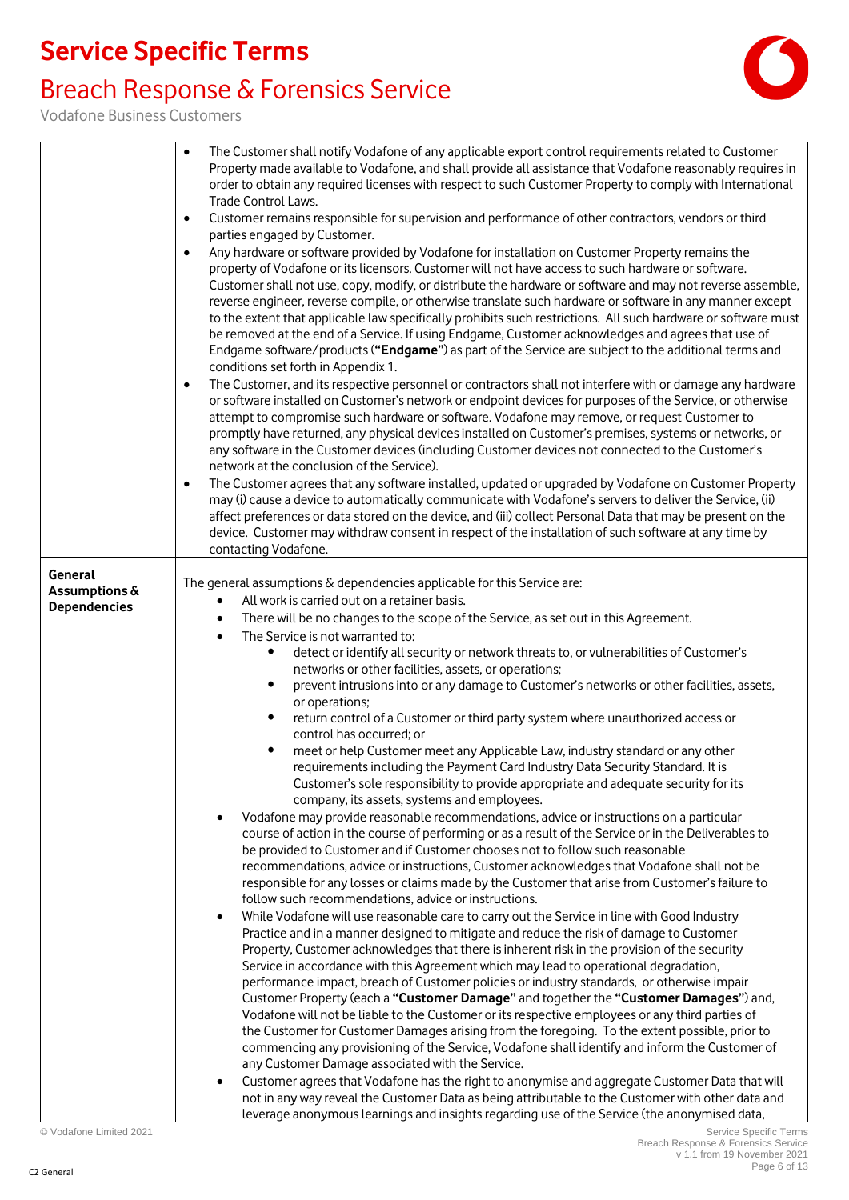| | |
|---|---|
| | • The Customer shall notify Vodafone of any applicable export control requirements related to Customer Property made available to Vodafone, and shall provide all assistance that Vodafone reasonably requires in order to obtain any required licenses with respect to such Customer Property to comply with International Trade Control Laws.<br>• Customer remains responsible for supervision and performance of other contractors, vendors or third parties engaged by Customer.<br>• Any hardware or software provided by Vodafone for installation on Customer Property remains the property of Vodafone or its licensors. Customer will not have access to such hardware or software. Customer shall not use, copy, modify, or distribute the hardware or software and may not reverse assemble, reverse engineer, reverse compile, or otherwise translate such hardware or software in any manner except to the extent that applicable law specifically prohibits such restrictions. All such hardware or software must be removed at the end of a Service. If using Endgame, Customer acknowledges and agrees that use of Endgame software/products (**"Endgame"**) as part of the Service are subject to the additional terms and conditions set forth in Appendix 1.<br>• The Customer, and its respective personnel or contractors shall not interfere with or damage any hardware or software installed on Customer's network or endpoint devices for purposes of the Service, or otherwise attempt to compromise such hardware or software. Vodafone may remove, or request Customer to promptly have returned, any physical devices installed on Customer's premises, systems or networks, or any software in the Customer devices (including Customer devices not connected to the Customer's network at the conclusion of the Service).<br>• The Customer agrees that any software installed, updated or upgraded by Vodafone on Customer Property may (i) cause a device to automatically communicate with Vodafone's servers to deliver the Service, (ii) affect preferences or data stored on the device, and (iii) collect Personal Data that may be present on the device. Customer may withdraw consent in respect of the installation of such software at any time by contacting Vodafone. |
| **General Assumptions & Dependencies** | The general assumptions & dependencies applicable for this Service are:<br>• All work is carried out on a retainer basis.<br>• There will be no changes to the scope of the Service, as set out in this Agreement.<br>• The Service is not warranted to:<br>&nbsp;&nbsp;&nbsp;&nbsp;• detect or identify all security or network threats to, or vulnerabilities of Customer's networks or other facilities, assets, or operations;<br>&nbsp;&nbsp;&nbsp;&nbsp;• prevent intrusions into or any damage to Customer's networks or other facilities, assets, or operations;<br>&nbsp;&nbsp;&nbsp;&nbsp;• return control of a Customer or third party system where unauthorized access or control has occurred; or<br>&nbsp;&nbsp;&nbsp;&nbsp;• meet or help Customer meet any Applicable Law, industry standard or any other requirements including the Payment Card Industry Data Security Standard. It is Customer's sole responsibility to provide appropriate and adequate security for its company, its assets, systems and employees.<br>• Vodafone may provide reasonable recommendations, advice or instructions on a particular course of action in the course of performing or as a result of the Service or in the Deliverables to be provided to Customer and if Customer chooses not to follow such reasonable recommendations, advice or instructions, Customer acknowledges that Vodafone shall not be responsible for any losses or claims made by the Customer that arise from Customer's failure to follow such recommendations, advice or instructions.<br>• While Vodafone will use reasonable care to carry out the Service in line with Good Industry Practice and in a manner designed to mitigate and reduce the risk of damage to Customer Property, Customer acknowledges that there is inherent risk in the provision of the security Service in accordance with this Agreement which may lead to operational degradation, performance impact, breach of Customer policies or industry standards, or otherwise impair Customer Property (each a **"Customer Damage"** and together the **"Customer Damages"**) and, Vodafone will not be liable to the Customer or its respective employees or any third parties of the Customer for Customer Damages arising from the foregoing. To the extent possible, prior to commencing any provisioning of the Service, Vodafone shall identify and inform the Customer of any Customer Damage associated with the Service.<br>• Customer agrees that Vodafone has the right to anonymise and aggregate Customer Data that will not in any way reveal the Customer Data as being attributable to the Customer with other data and leverage anonymous learnings and insights regarding use of the Service (the anonymised data, |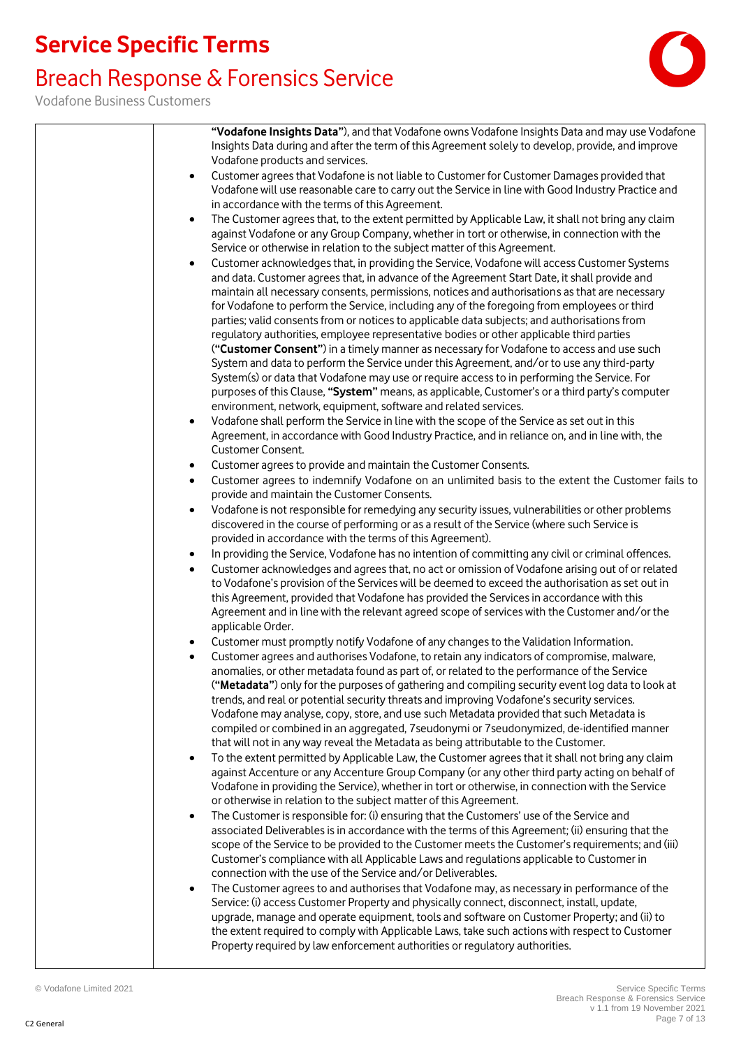| | "**Vodafone Insights Data**"), and that Vodafone owns Vodafone Insights Data and may use Vodafone Insights Data during and after the term of this Agreement solely to develop, provide, and improve Vodafone products and services.<br>• Customer agrees that Vodafone is not liable to Customer for Customer Damages provided that Vodafone will use reasonable care to carry out the Service in line with Good Industry Practice and in accordance with the terms of this Agreement.<br>• The Customer agrees that, to the extent permitted by Applicable Law, it shall not bring any claim against Vodafone or any Group Company, whether in tort or otherwise, in connection with the Service or otherwise in relation to the subject matter of this Agreement.<br>• Customer acknowledges that, in providing the Service, Vodafone will access Customer Systems and data. Customer agrees that, in advance of the Agreement Start Date, it shall provide and maintain all necessary consents, permissions, notices and authorisations as that are necessary for Vodafone to perform the Service, including any of the foregoing from employees or third parties; valid consents from or notices to applicable data subjects; and authorisations from regulatory authorities, employee representative bodies or other applicable third parties ("**Customer Consent**") in a timely manner as necessary for Vodafone to access and use such System and data to perform the Service under this Agreement, and/or to use any third-party System(s) or data that Vodafone may use or require access to in performing the Service. For purposes of this Clause, "**System**" means, as applicable, Customer's or a third party's computer environment, network, equipment, software and related services.<br>• Vodafone shall perform the Service in line with the scope of the Service as set out in this Agreement, in accordance with Good Industry Practice, and in reliance on, and in line with, the Customer Consent.<br>• Customer agrees to provide and maintain the Customer Consents.<br>• Customer agrees to indemnify Vodafone on an unlimited basis to the extent the Customer fails to provide and maintain the Customer Consents.<br>• Vodafone is not responsible for remedying any security issues, vulnerabilities or other problems discovered in the course of performing or as a result of the Service (where such Service is provided in accordance with the terms of this Agreement).<br>• In providing the Service, Vodafone has no intention of committing any civil or criminal offences.<br>• Customer acknowledges and agrees that, no act or omission of Vodafone arising out of or related to Vodafone's provision of the Services will be deemed to exceed the authorisation as set out in this Agreement, provided that Vodafone has provided the Services in accordance with this Agreement and in line with the relevant agreed scope of services with the Customer and/or the applicable Order.<br>• Customer must promptly notify Vodafone of any changes to the Validation Information.<br>• Customer agrees and authorises Vodafone, to retain any indicators of compromise, malware, anomalies, or other metadata found as part of, or related to the performance of the Service ("**Metadata**") only for the purposes of gathering and compiling security event log data to look at trends, and real or potential security threats and improving Vodafone's security services. Vodafone may analyse, copy, store, and use such Metadata provided that such Metadata is compiled or combined in an aggregated, 7seudonymi or 7seudonymized, de-identified manner that will not in any way reveal the Metadata as being attributable to the Customer.<br>• To the extent permitted by Applicable Law, the Customer agrees that it shall not bring any claim against Accenture or any Accenture Group Company (or any other third party acting on behalf of Vodafone in providing the Service), whether in tort or otherwise, in connection with the Service or otherwise in relation to the subject matter of this Agreement.<br>• The Customer is responsible for: (i) ensuring that the Customers' use of the Service and associated Deliverables is in accordance with the terms of this Agreement; (ii) ensuring that the scope of the Service to be provided to the Customer meets the Customer's requirements; and (iii) Customer's compliance with all Applicable Laws and regulations applicable to Customer in connection with the use of the Service and/or Deliverables.<br>• The Customer agrees to and authorises that Vodafone may, as necessary in performance of the Service: (i) access Customer Property and physically connect, disconnect, install, update, upgrade, manage and operate equipment, tools and software on Customer Property; and (ii) to the extent required to comply with Applicable Laws, take such actions with respect to Customer Property required by law enforcement authorities or regulatory authorities. |
|---|---|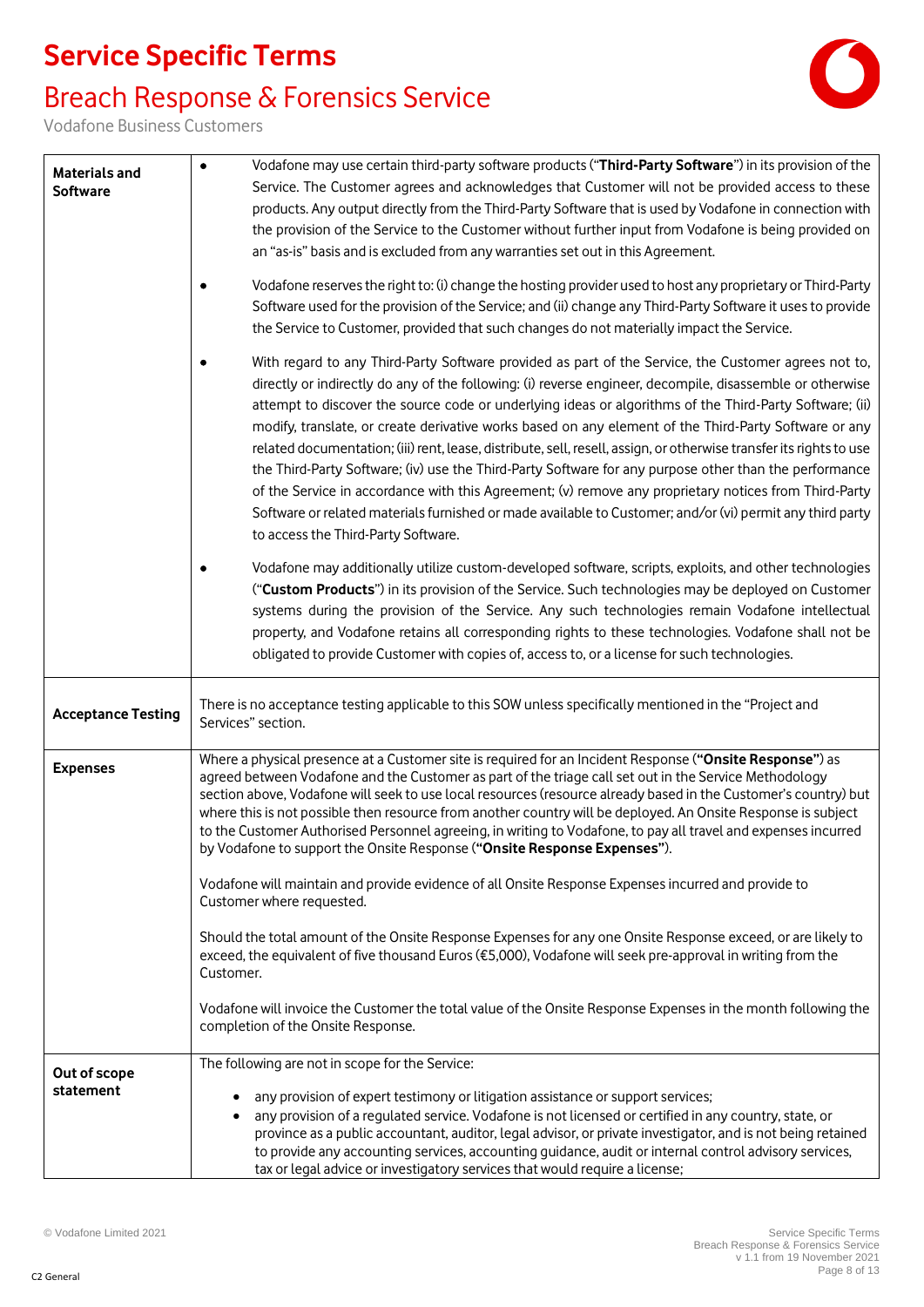| | |
|---|---|
| **Materials and Software** | • Vodafone may use certain third-party software products ("**Third-Party Software**") in its provision of the Service. The Customer agrees and acknowledges that Customer will not be provided access to these products. Any output directly from the Third-Party Software that is used by Vodafone in connection with the provision of the Service to the Customer without further input from Vodafone is being provided on an "as-is" basis and is excluded from any warranties set out in this Agreement.<br><br>• Vodafone reserves the right to: (i) change the hosting provider used to host any proprietary or Third-Party Software used for the provision of the Service; and (ii) change any Third-Party Software it uses to provide the Service to Customer, provided that such changes do not materially impact the Service.<br><br>• With regard to any Third-Party Software provided as part of the Service, the Customer agrees not to, directly or indirectly do any of the following: (i) reverse engineer, decompile, disassemble or otherwise attempt to discover the source code or underlying ideas or algorithms of the Third-Party Software; (ii) modify, translate, or create derivative works based on any element of the Third-Party Software or any related documentation; (iii) rent, lease, distribute, sell, resell, assign, or otherwise transfer its rights to use the Third-Party Software; (iv) use the Third-Party Software for any purpose other than the performance of the Service in accordance with this Agreement; (v) remove any proprietary notices from Third-Party Software or related materials furnished or made available to Customer; and/or (vi) permit any third party to access the Third-Party Software.<br><br>• Vodafone may additionally utilize custom-developed software, scripts, exploits, and other technologies ("**Custom Products**") in its provision of the Service. Such technologies may be deployed on Customer systems during the provision of the Service. Any such technologies remain Vodafone intellectual property, and Vodafone retains all corresponding rights to these technologies. Vodafone shall not be obligated to provide Customer with copies of, access to, or a license for such technologies. |
| **Acceptance Testing** | There is no acceptance testing applicable to this SOW unless specifically mentioned in the "Project and Services" section. |
| **Expenses** | Where a physical presence at a Customer site is required for an Incident Response (**"Onsite Response"**) as agreed between Vodafone and the Customer as part of the triage call set out in the Service Methodology section above, Vodafone will seek to use local resources (resource already based in the Customer's country) but where this is not possible then resource from another country will be deployed. An Onsite Response is subject to the Customer Authorised Personnel agreeing, in writing to Vodafone, to pay all travel and expenses incurred by Vodafone to support the Onsite Response (**"Onsite Response Expenses"**).<br><br>Vodafone will maintain and provide evidence of all Onsite Response Expenses incurred and provide to Customer where requested.<br><br>Should the total amount of the Onsite Response Expenses for any one Onsite Response exceed, or are likely to exceed, the equivalent of five thousand Euros (€5,000), Vodafone will seek pre-approval in writing from the Customer.<br><br>Vodafone will invoice the Customer the total value of the Onsite Response Expenses in the month following the completion of the Onsite Response. |
| **Out of scope statement** | The following are not in scope for the Service:<br><br>• any provision of expert testimony or litigation assistance or support services;<br>• any provision of a regulated service. Vodafone is not licensed or certified in any country, state, or province as a public accountant, auditor, legal advisor, or private investigator, and is not being retained to provide any accounting services, accounting guidance, audit or internal control advisory services, tax or legal advice or investigatory services that would require a license; |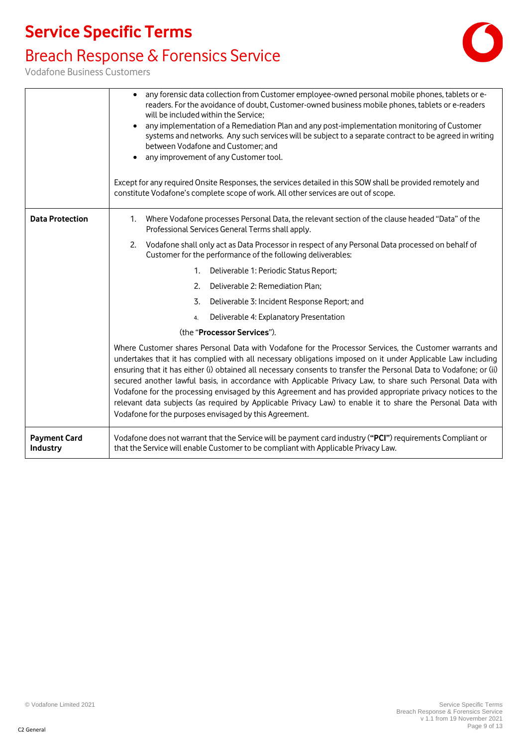| | |
|---|---|
| | • any forensic data collection from Customer employee-owned personal mobile phones, tablets or e-readers. For the avoidance of doubt, Customer-owned business mobile phones, tablets or e-readers will be included within the Service;<br>• any implementation of a Remediation Plan and any post-implementation monitoring of Customer systems and networks. Any such services will be subject to a separate contract to be agreed in writing between Vodafone and Customer; and<br>• any improvement of any Customer tool.<br><br>Except for any required Onsite Responses, the services detailed in this SOW shall be provided remotely and constitute Vodafone's complete scope of work. All other services are out of scope. |
| **Data Protection** | 1. Where Vodafone processes Personal Data, the relevant section of the clause headed "Data" of the Professional Services General Terms shall apply.<br>2. Vodafone shall only act as Data Processor in respect of any Personal Data processed on behalf of Customer for the performance of the following deliverables:<br>1. Deliverable 1: Periodic Status Report;<br>2. Deliverable 2: Remediation Plan;<br>3. Deliverable 3: Incident Response Report; and<br>4. Deliverable 4: Explanatory Presentation<br>(the "**Processor Services**").<br><br>Where Customer shares Personal Data with Vodafone for the Processor Services, the Customer warrants and undertakes that it has complied with all necessary obligations imposed on it under Applicable Law including ensuring that it has either (i) obtained all necessary consents to transfer the Personal Data to Vodafone; or (ii) secured another lawful basis, in accordance with Applicable Privacy Law, to share such Personal Data with Vodafone for the processing envisaged by this Agreement and has provided appropriate privacy notices to the relevant data subjects (as required by Applicable Privacy Law) to enable it to share the Personal Data with Vodafone for the purposes envisaged by this Agreement. |
| **Payment Card Industry** | Vodafone does not warrant that the Service will be payment card industry (**"PCI"**) requirements Compliant or that the Service will enable Customer to be compliant with Applicable Privacy Law. |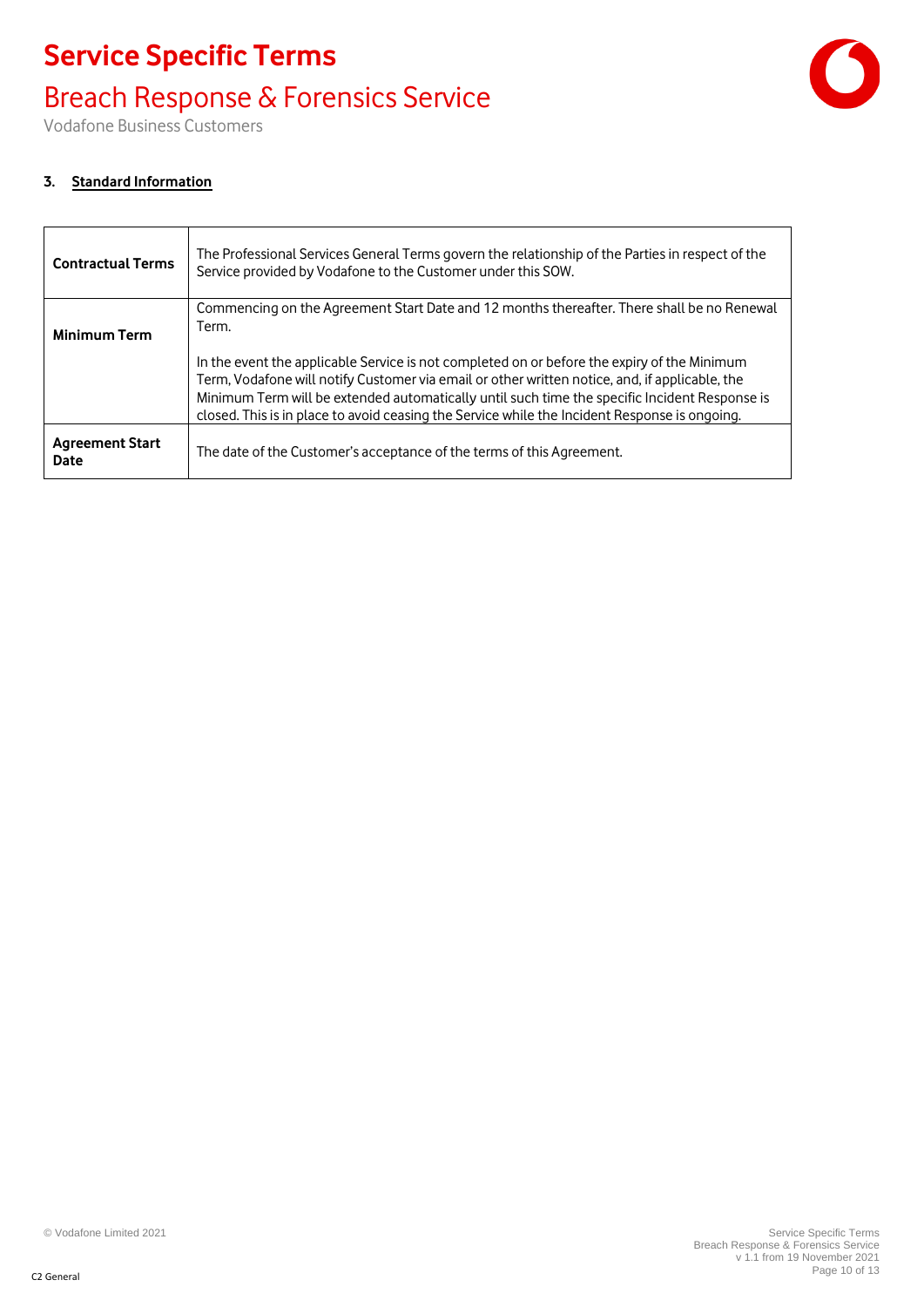### 3. Standard Information

| | |
|---|---|
| **Contractual Terms** | The Professional Services General Terms govern the relationship of the Parties in respect of the Service provided by Vodafone to the Customer under this SOW. |
| **Minimum Term** | Commencing on the Agreement Start Date and 12 months thereafter. There shall be no Renewal Term.<br><br>In the event the applicable Service is not completed on or before the expiry of the Minimum Term, Vodafone will notify Customer via email or other written notice, and, if applicable, the Minimum Term will be extended automatically until such time the specific Incident Response is closed. This is in place to avoid ceasing the Service while the Incident Response is ongoing. |
| **Agreement Start Date** | The date of the Customer's acceptance of the terms of this Agreement. |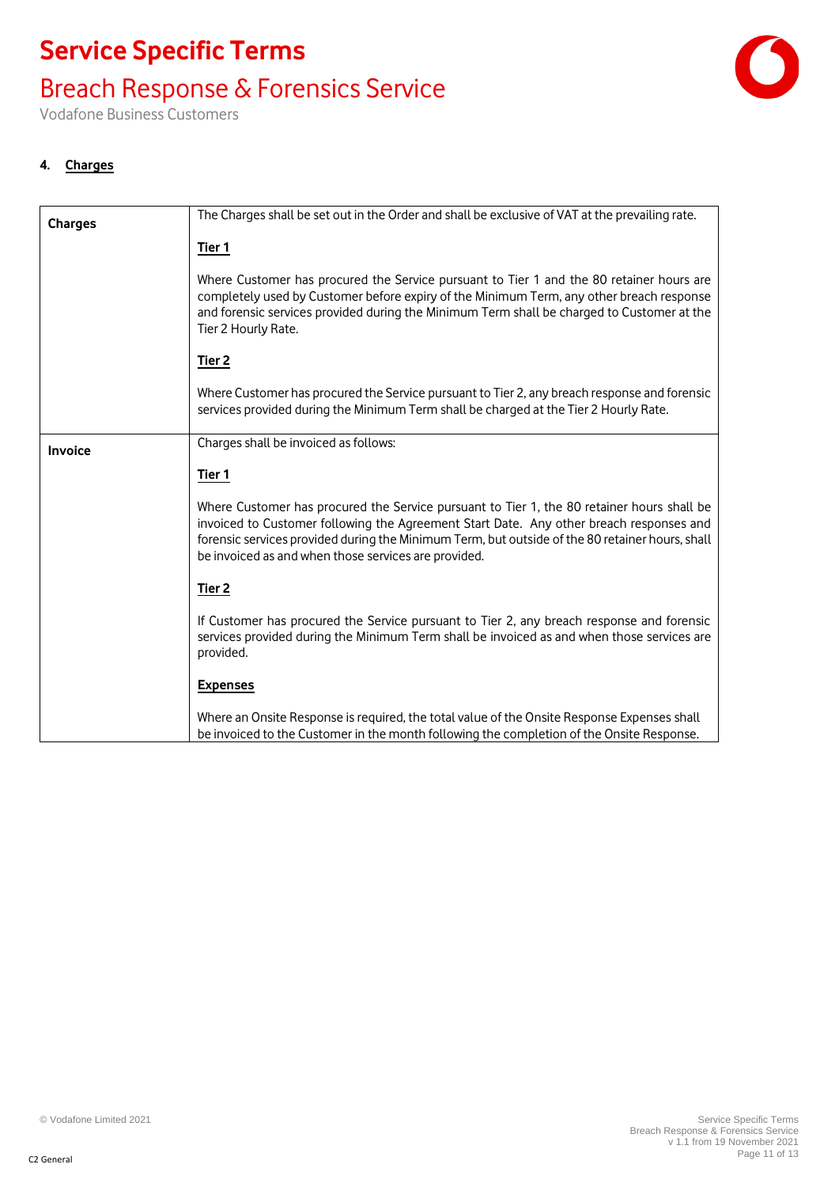## 4. Charges

| | |
|---|---|
| **Charges** | The Charges shall be set out in the Order and shall be exclusive of VAT at the prevailing rate.<br><br>**Tier 1**<br><br>Where Customer has procured the Service pursuant to Tier 1 and the 80 retainer hours are completely used by Customer before expiry of the Minimum Term, any other breach response and forensic services provided during the Minimum Term shall be charged to Customer at the Tier 2 Hourly Rate.<br><br>**Tier 2**<br><br>Where Customer has procured the Service pursuant to Tier 2, any breach response and forensic services provided during the Minimum Term shall be charged at the Tier 2 Hourly Rate. |
| **Invoice** | Charges shall be invoiced as follows:<br><br>**Tier 1**<br><br>Where Customer has procured the Service pursuant to Tier 1, the 80 retainer hours shall be invoiced to Customer following the Agreement Start Date. Any other breach responses and forensic services provided during the Minimum Term, but outside of the 80 retainer hours, shall be invoiced as and when those services are provided.<br><br>**Tier 2**<br><br>If Customer has procured the Service pursuant to Tier 2, any breach response and forensic services provided during the Minimum Term shall be invoiced as and when those services are provided.<br><br>**Expenses**<br><br>Where an Onsite Response is required, the total value of the Onsite Response Expenses shall be invoiced to the Customer in the month following the completion of the Onsite Response. |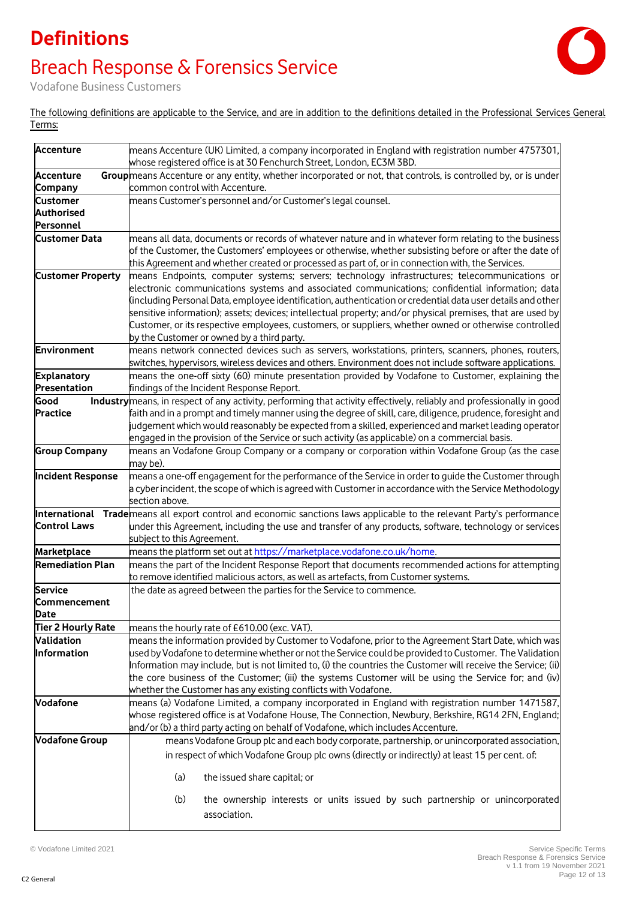# Definitions

## Breach Response & Forensics Service

Vodafone Business Customers

The following definitions are applicable to the Service, and are in addition to the definitions detailed in the Professional Services General Terms:

| | |
|---|---|
| **Accenture** | means Accenture (UK) Limited, a company incorporated in England with registration number 4757301, whose registered office is at 30 Fenchurch Street, London, EC3M 3BD. |
| **Accenture Group Company** | means Accenture or any entity, whether incorporated or not, that controls, is controlled by, or is under common control with Accenture. |
| **Customer Authorised Personnel** | means Customer's personnel and/or Customer's legal counsel. |
| **Customer Data** | means all data, documents or records of whatever nature and in whatever form relating to the business of the Customer, the Customers' employees or otherwise, whether subsisting before or after the date of this Agreement and whether created or processed as part of, or in connection with, the Services. |
| **Customer Property** | means Endpoints, computer systems; servers; technology infrastructures; telecommunications or electronic communications systems and associated communications; confidential information; data (including Personal Data, employee identification, authentication or credential data user details and other sensitive information); assets; devices; intellectual property; and/or physical premises, that are used by Customer, or its respective employees, customers, or suppliers, whether owned or otherwise controlled by the Customer or owned by a third party. |
| **Environment** | means network connected devices such as servers, workstations, printers, scanners, phones, routers, switches, hypervisors, wireless devices and others. Environment does not include software applications. |
| **Explanatory Presentation** | means the one-off sixty (60) minute presentation provided by Vodafone to Customer, explaining the findings of the Incident Response Report. |
| **Good Industry Practice** | means, in respect of any activity, performing that activity effectively, reliably and professionally in good faith and in a prompt and timely manner using the degree of skill, care, diligence, prudence, foresight and judgement which would reasonably be expected from a skilled, experienced and market leading operator engaged in the provision of the Service or such activity (as applicable) on a commercial basis. |
| **Group Company** | means an Vodafone Group Company or a company or corporation within Vodafone Group (as the case may be). |
| **Incident Response** | means a one-off engagement for the performance of the Service in order to guide the Customer through a cyber incident, the scope of which is agreed with Customer in accordance with the Service Methodology section above. |
| **International Trade Control Laws** | means all export control and economic sanctions laws applicable to the relevant Party's performance under this Agreement, including the use and transfer of any products, software, technology or services subject to this Agreement. |
| **Marketplace** | means the platform set out at https://marketplace.vodafone.co.uk/home. |
| **Remediation Plan** | means the part of the Incident Response Report that documents recommended actions for attempting to remove identified malicious actors, as well as artefacts, from Customer systems. |
| **Service Commencement Date** | the date as agreed between the parties for the Service to commence. |
| **Tier 2 Hourly Rate** | means the hourly rate of £610.00 (exc. VAT). |
| **Validation Information** | means the information provided by Customer to Vodafone, prior to the Agreement Start Date, which was used by Vodafone to determine whether or not the Service could be provided to Customer. The Validation Information may include, but is not limited to, (i) the countries the Customer will receive the Service; (ii) the core business of the Customer; (iii) the systems Customer will be using the Service for; and (iv) whether the Customer has any existing conflicts with Vodafone. |
| **Vodafone** | means (a) Vodafone Limited, a company incorporated in England with registration number 1471587, whose registered office is at Vodafone House, The Connection, Newbury, Berkshire, RG14 2FN, England; and/or (b) a third party acting on behalf of Vodafone, which includes Accenture. |
| **Vodafone Group** | means Vodafone Group plc and each body corporate, partnership, or unincorporated association, in respect of which Vodafone Group plc owns (directly or indirectly) at least 15 per cent. of: (a) the issued share capital; or (b) the ownership interests or units issued by such partnership or unincorporated association. |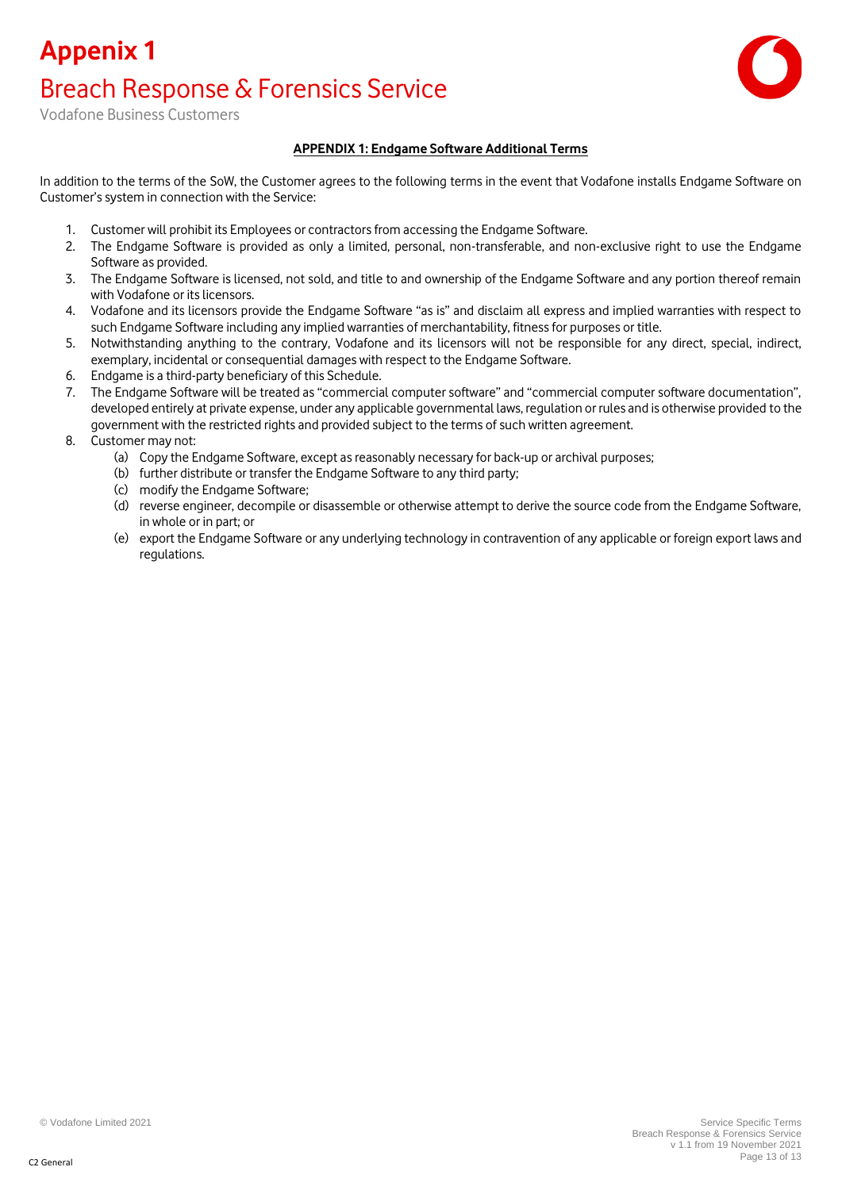# Appenix 1

## Breach Response & Forensics Service

Vodafone Business Customers

**APPENDIX 1: Endgame Software Additional Terms**

In addition to the terms of the SoW, the Customer agrees to the following terms in the event that Vodafone installs Endgame Software on Customer's system in connection with the Service:

1. Customer will prohibit its Employees or contractors from accessing the Endgame Software.
2. The Endgame Software is provided as only a limited, personal, non-transferable, and non-exclusive right to use the Endgame Software as provided.
3. The Endgame Software is licensed, not sold, and title to and ownership of the Endgame Software and any portion thereof remain with Vodafone or its licensors.
4. Vodafone and its licensors provide the Endgame Software "as is" and disclaim all express and implied warranties with respect to such Endgame Software including any implied warranties of merchantability, fitness for purposes or title.
5. Notwithstanding anything to the contrary, Vodafone and its licensors will not be responsible for any direct, special, indirect, exemplary, incidental or consequential damages with respect to the Endgame Software.
6. Endgame is a third-party beneficiary of this Schedule.
7. The Endgame Software will be treated as "commercial computer software" and "commercial computer software documentation", developed entirely at private expense, under any applicable governmental laws, regulation or rules and is otherwise provided to the government with the restricted rights and provided subject to the terms of such written agreement.
8. Customer may not:
   (a) Copy the Endgame Software, except as reasonably necessary for back-up or archival purposes;
   (b) further distribute or transfer the Endgame Software to any third party;
   (c) modify the Endgame Software;
   (d) reverse engineer, decompile or disassemble or otherwise attempt to derive the source code from the Endgame Software, in whole or in part; or
   (e) export the Endgame Software or any underlying technology in contravention of any applicable or foreign export laws and regulations.